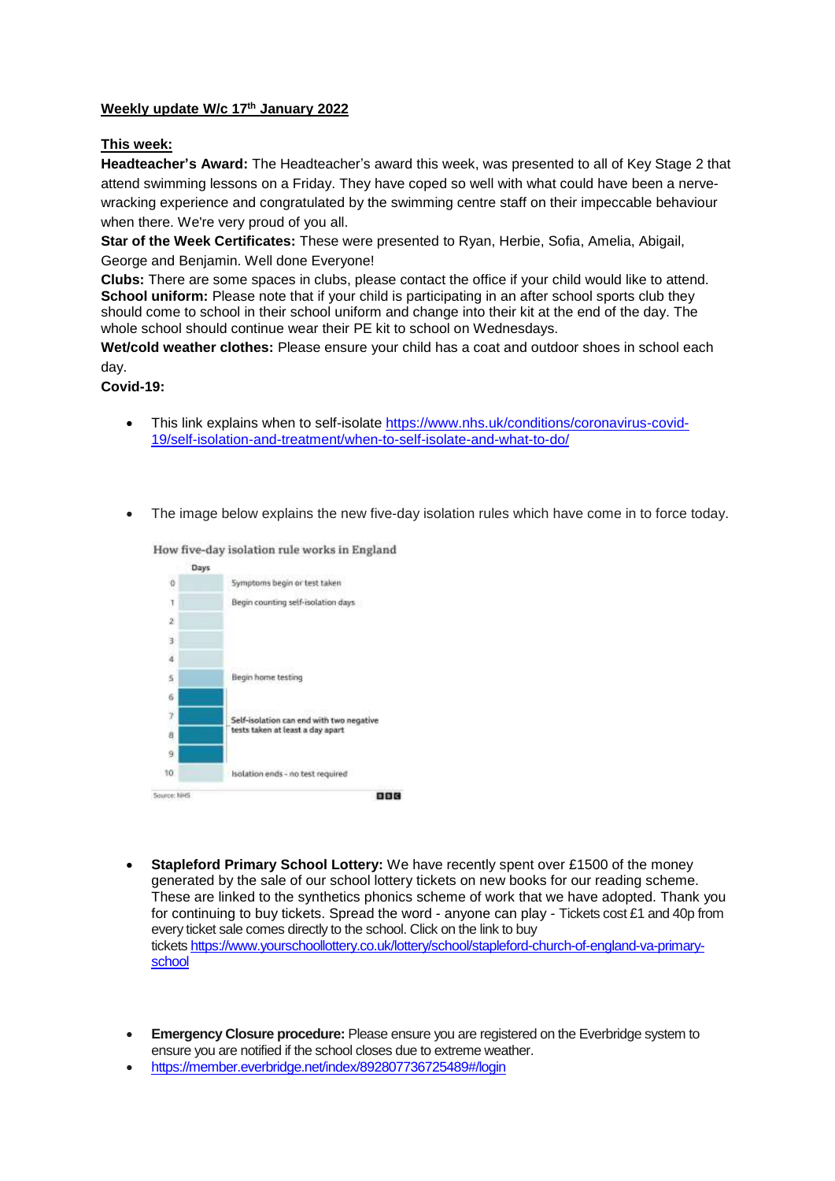**Weekly update W/c 17th January 2022**

**This week:**

**Headteacher's Award:** The Headteacher's award this week, was presented to all of Key Stage 2 that attend swimming lessons on a Friday. They have coped so well with what could have been a nerve-wracking experience and congratulated by the swimming centre staff on their impeccable behaviour when there. We're very proud of you all.

**Star of the Week Certificates:** These were presented to Ryan, Herbie, Sofia, Amelia, Abigail, George and Benjamin. Well done Everyone!

**Clubs:** There are some spaces in clubs, please contact the office if your child would like to attend.

**School uniform:** Please note that if your child is participating in an after school sports club they should come to school in their school uniform and change into their kit at the end of the day. The whole school should continue wear their PE kit to school on Wednesdays.

**Wet/cold weather clothes:** Please ensure your child has a coat and outdoor shoes in school each day.

**Covid-19:**

- This link explains when to self-isolate https://www.nhs.uk/conditions/coronavirus-covid-19/self-isolation-and-treatment/when-to-self-isolate-and-what-to-do/

- The image below explains the new five-day isolation rules which have come in to force today.

How five-day isolation rule works in England

| Days | |
|---|---|
| 0 | Symptoms begin or test taken |
| 1 | Begin counting self-isolation days |
| 2 | |
| 3 | |
| 4 | |
| 5 | Begin home testing |
| 6 | |
| 7 | Self-isolation can end with two negative tests taken at least a day apart |
| 8 | |
| 9 | |
| 10 | Isolation ends - no test required |

Source: NHS BBC

- **Stapleford Primary School Lottery:** We have recently spent over £1500 of the money generated by the sale of our school lottery tickets on new books for our reading scheme. These are linked to the synthetics phonics scheme of work that we have adopted. Thank you for continuing to buy tickets. Spread the word - anyone can play - Tickets cost £1 and 40p from every ticket sale comes directly to the school. Click on the link to buy tickets https://www.yourschoollottery.co.uk/lottery/school/stapleford-church-of-england-va-primary-school

- **Emergency Closure procedure:** Please ensure you are registered on the Everbridge system to ensure you are notified if the school closes due to extreme weather.
- https://member.everbridge.net/index/892807736725489#/login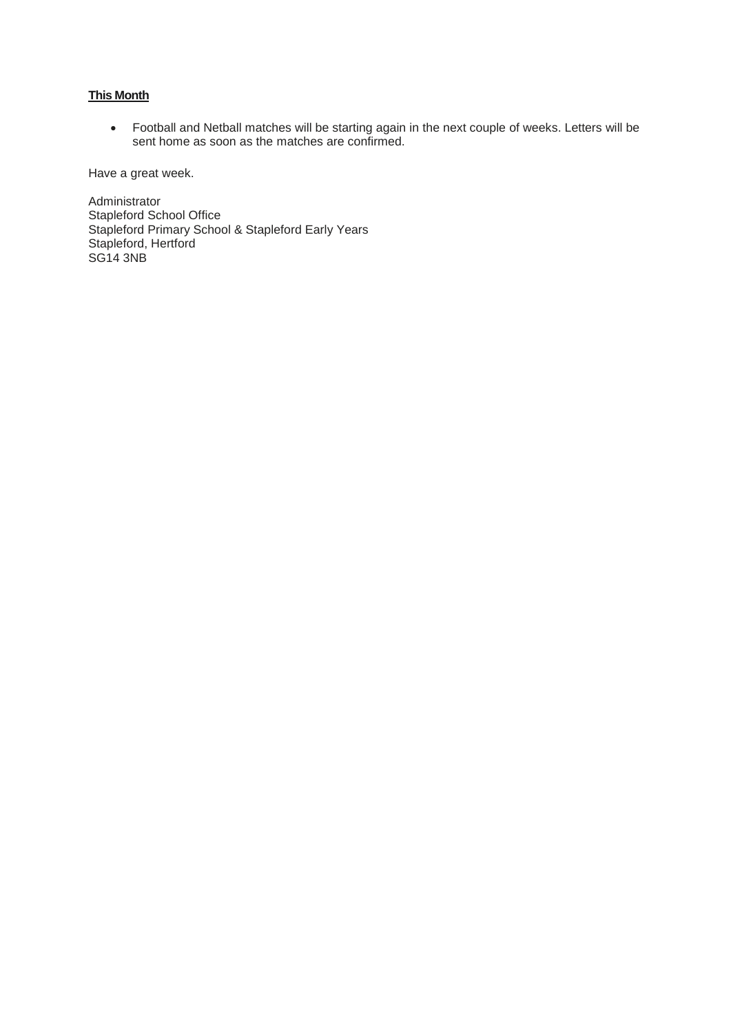**<u>This Month</u>**

- Football and Netball matches will be starting again in the next couple of weeks. Letters will be sent home as soon as the matches are confirmed.

Have a great week.

Administrator
Stapleford School Office
Stapleford Primary School & Stapleford Early Years
Stapleford, Hertford
SG14 3NB